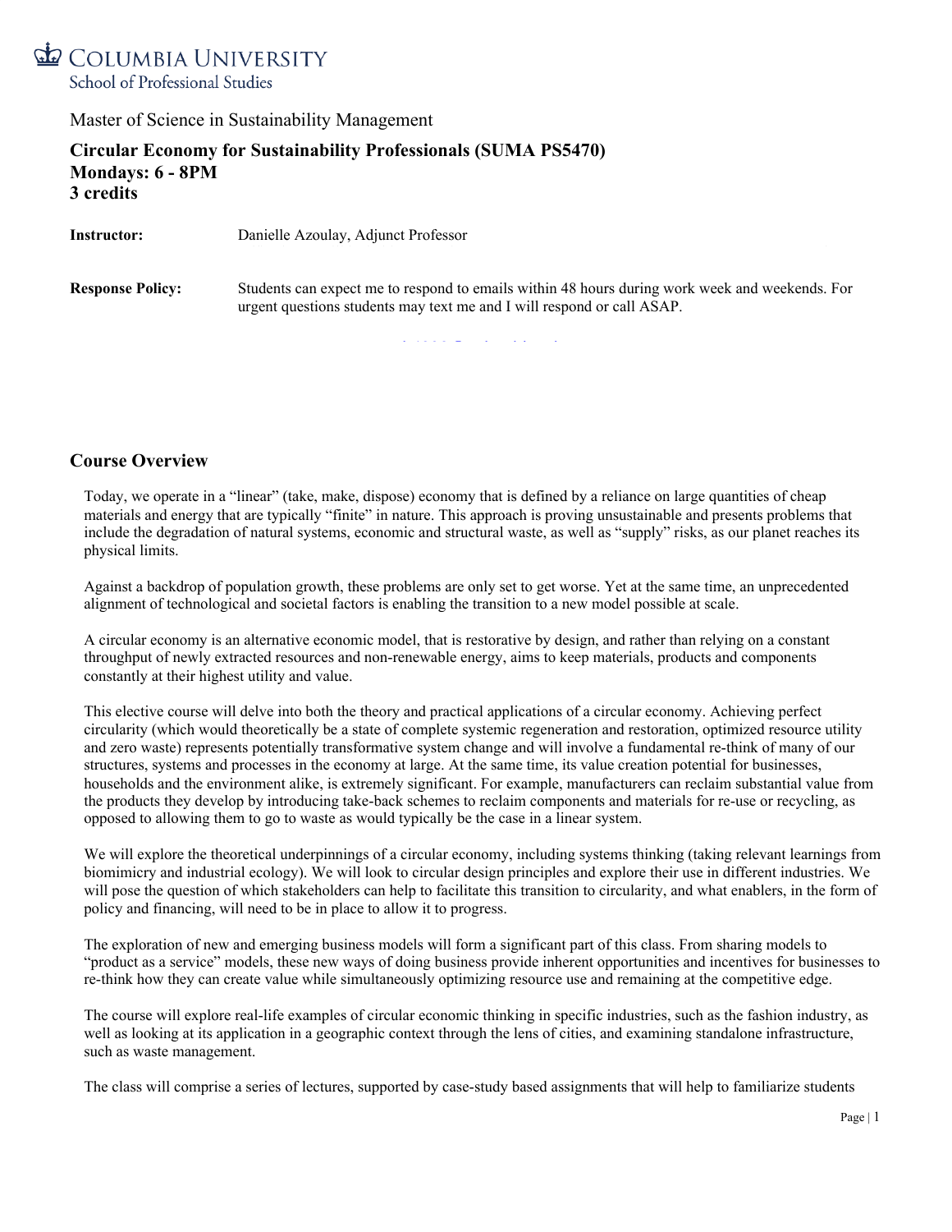Columbia University
School of Professional Studies

Master of Science in Sustainability Management

## Circular Economy for Sustainability Professionals (SUMA PS5470)
**Mondays: 6 - 8PM**
**3 credits**

**Instructor:** Danielle Azoulay, Adjunct Professor

**Response Policy:** Students can expect me to respond to emails within 48 hours during work week and weekends. For urgent questions students may text me and I will respond or call ASAP.

## Course Overview

Today, we operate in a "linear" (take, make, dispose) economy that is defined by a reliance on large quantities of cheap materials and energy that are typically "finite" in nature. This approach is proving unsustainable and presents problems that include the degradation of natural systems, economic and structural waste, as well as "supply" risks, as our planet reaches its physical limits.

Against a backdrop of population growth, these problems are only set to get worse. Yet at the same time, an unprecedented alignment of technological and societal factors is enabling the transition to a new model possible at scale.

A circular economy is an alternative economic model, that is restorative by design, and rather than relying on a constant throughput of newly extracted resources and non-renewable energy, aims to keep materials, products and components constantly at their highest utility and value.

This elective course will delve into both the theory and practical applications of a circular economy. Achieving perfect circularity (which would theoretically be a state of complete systemic regeneration and restoration, optimized resource utility and zero waste) represents potentially transformative system change and will involve a fundamental re-think of many of our structures, systems and processes in the economy at large. At the same time, its value creation potential for businesses, households and the environment alike, is extremely significant. For example, manufacturers can reclaim substantial value from the products they develop by introducing take-back schemes to reclaim components and materials for re-use or recycling, as opposed to allowing them to go to waste as would typically be the case in a linear system.

We will explore the theoretical underpinnings of a circular economy, including systems thinking (taking relevant learnings from biomimicry and industrial ecology). We will look to circular design principles and explore their use in different industries. We will pose the question of which stakeholders can help to facilitate this transition to circularity, and what enablers, in the form of policy and financing, will need to be in place to allow it to progress.

The exploration of new and emerging business models will form a significant part of this class. From sharing models to "product as a service" models, these new ways of doing business provide inherent opportunities and incentives for businesses to re-think how they can create value while simultaneously optimizing resource use and remaining at the competitive edge.

The course will explore real-life examples of circular economic thinking in specific industries, such as the fashion industry, as well as looking at its application in a geographic context through the lens of cities, and examining standalone infrastructure, such as waste management.

The class will comprise a series of lectures, supported by case-study based assignments that will help to familiarize students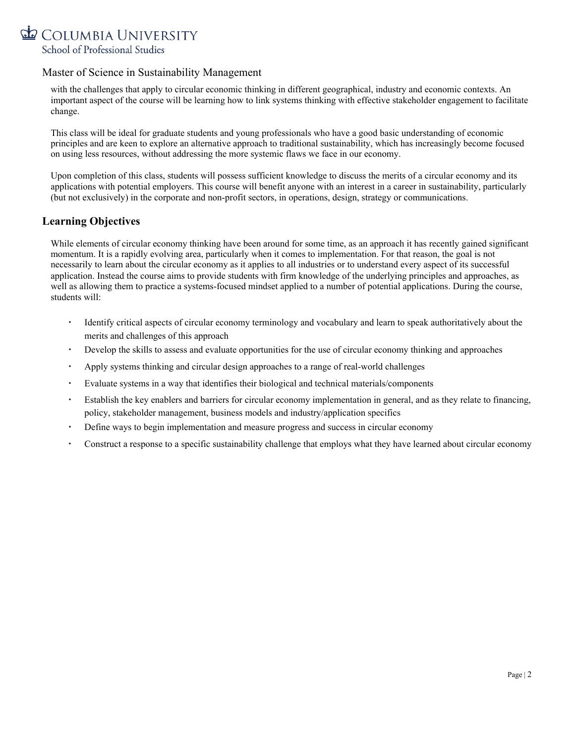with the challenges that apply to circular economic thinking in different geographical, industry and economic contexts. An important aspect of the course will be learning how to link systems thinking with effective stakeholder engagement to facilitate change.

This class will be ideal for graduate students and young professionals who have a good basic understanding of economic principles and are keen to explore an alternative approach to traditional sustainability, which has increasingly become focused on using less resources, without addressing the more systemic flaws we face in our economy.

Upon completion of this class, students will possess sufficient knowledge to discuss the merits of a circular economy and its applications with potential employers. This course will benefit anyone with an interest in a career in sustainability, particularly (but not exclusively) in the corporate and non-profit sectors, in operations, design, strategy or communications.

## Learning Objectives

While elements of circular economy thinking have been around for some time, as an approach it has recently gained significant momentum. It is a rapidly evolving area, particularly when it comes to implementation. For that reason, the goal is not necessarily to learn about the circular economy as it applies to all industries or to understand every aspect of its successful application. Instead the course aims to provide students with firm knowledge of the underlying principles and approaches, as well as allowing them to practice a systems-focused mindset applied to a number of potential applications. During the course, students will:

- Identify critical aspects of circular economy terminology and vocabulary and learn to speak authoritatively about the merits and challenges of this approach
- Develop the skills to assess and evaluate opportunities for the use of circular economy thinking and approaches
- Apply systems thinking and circular design approaches to a range of real-world challenges
- Evaluate systems in a way that identifies their biological and technical materials/components
- Establish the key enablers and barriers for circular economy implementation in general, and as they relate to financing, policy, stakeholder management, business models and industry/application specifics
- Define ways to begin implementation and measure progress and success in circular economy
- Construct a response to a specific sustainability challenge that employs what they have learned about circular economy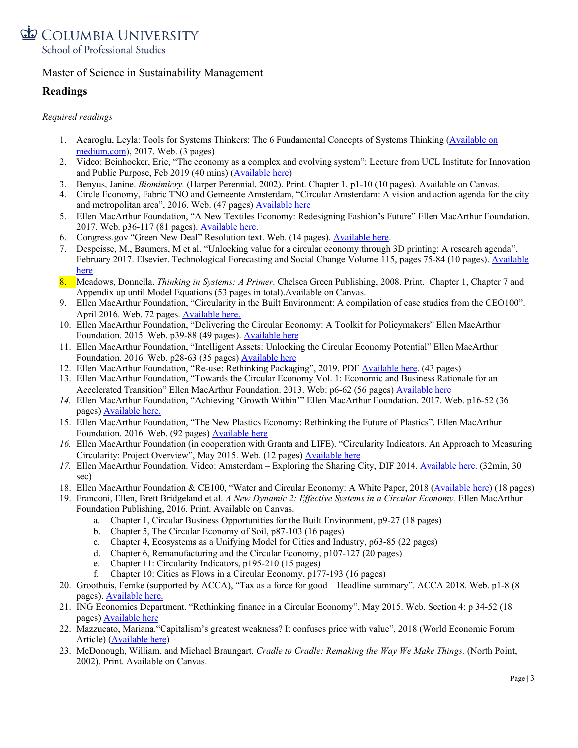# COLUMBIA UNIVERSITY
School of Professional Studies

Master of Science in Sustainability Management

## Readings

*Required readings*

1. Acaroglu, Leyla: Tools for Systems Thinkers: The 6 Fundamental Concepts of Systems Thinking (Available on medium.com), 2017. Web. (3 pages)
2. Video: Beinhocker, Eric, "The economy as a complex and evolving system": Lecture from UCL Institute for Innovation and Public Purpose, Feb 2019 (40 mins) (Available here)
3. Benyus, Janine. *Biomimicry.* (Harper Perennial, 2002). Print. Chapter 1, p1-10 (10 pages). Available on Canvas.
4. Circle Economy, Fabric TNO and Gemeente Amsterdam, "Circular Amsterdam: A vision and action agenda for the city and metropolitan area", 2016. Web. (47 pages) Available here
5. Ellen MacArthur Foundation, "A New Textiles Economy: Redesigning Fashion's Future" Ellen MacArthur Foundation. 2017. Web. p36-117 (81 pages). Available here.
6. Congress.gov "Green New Deal" Resolution text. Web. (14 pages). Available here.
7. Despeisse, M., Baumers, M et al. "Unlocking value for a circular economy through 3D printing: A research agenda", February 2017. Elsevier. Technological Forecasting and Social Change Volume 115, pages 75-84 (10 pages). Available here
8. Meadows, Donnella. *Thinking in Systems: A Primer.* Chelsea Green Publishing, 2008. Print. Chapter 1, Chapter 7 and Appendix up until Model Equations (53 pages in total).Available on Canvas.
9. Ellen MacArthur Foundation, "Circularity in the Built Environment: A compilation of case studies from the CEO100". April 2016. Web. 72 pages. Available here.
10. Ellen MacArthur Foundation, "Delivering the Circular Economy: A Toolkit for Policymakers" Ellen MacArthur Foundation. 2015. Web. p39-88 (49 pages). Available here
11. Ellen MacArthur Foundation, "Intelligent Assets: Unlocking the Circular Economy Potential" Ellen MacArthur Foundation. 2016. Web. p28-63 (35 pages) Available here
12. Ellen MacArthur Foundation, "Re-use: Rethinking Packaging", 2019. PDF Available here. (43 pages)
13. Ellen MacArthur Foundation, "Towards the Circular Economy Vol. 1: Economic and Business Rationale for an Accelerated Transition" Ellen MacArthur Foundation. 2013. Web: p6-62 (56 pages) Available here
14. Ellen MacArthur Foundation, "Achieving 'Growth Within'" Ellen MacArthur Foundation. 2017. Web. p16-52 (36 pages) Available here.
15. Ellen MacArthur Foundation, "The New Plastics Economy: Rethinking the Future of Plastics". Ellen MacArthur Foundation. 2016. Web. (92 pages) Available here
16. Ellen MacArthur Foundation (in cooperation with Granta and LIFE). "Circularity Indicators. An Approach to Measuring Circularity: Project Overview", May 2015. Web. (12 pages) Available here
17. Ellen MacArthur Foundation. Video: Amsterdam – Exploring the Sharing City, DIF 2014. Available here. (32min, 30 sec)
18. Ellen MacArthur Foundation & CE100, "Water and Circular Economy: A White Paper, 2018 (Available here) (18 pages)
19. Franconi, Ellen, Brett Bridgeland et al. *A New Dynamic 2: Effective Systems in a Circular Economy.* Ellen MacArthur Foundation Publishing, 2016. Print. Available on Canvas.
    a. Chapter 1, Circular Business Opportunities for the Built Environment, p9-27 (18 pages)
    b. Chapter 5, The Circular Economy of Soil, p87-103 (16 pages)
    c. Chapter 4, Ecosystems as a Unifying Model for Cities and Industry, p63-85 (22 pages)
    d. Chapter 6, Remanufacturing and the Circular Economy, p107-127 (20 pages)
    e. Chapter 11: Circularity Indicators, p195-210 (15 pages)
    f. Chapter 10: Cities as Flows in a Circular Economy, p177-193 (16 pages)
20. Groothuis, Femke (supported by ACCA), "Tax as a force for good – Headline summary". ACCA 2018. Web. p1-8 (8 pages). Available here.
21. ING Economics Department. "Rethinking finance in a Circular Economy", May 2015. Web. Section 4: p 34-52 (18 pages) Available here
22. Mazzucato, Mariana."Capitalism's greatest weakness? It confuses price with value", 2018 (World Economic Forum Article) (Available here)
23. McDonough, William, and Michael Braungart. *Cradle to Cradle: Remaking the Way We Make Things.* (North Point, 2002). Print. Available on Canvas.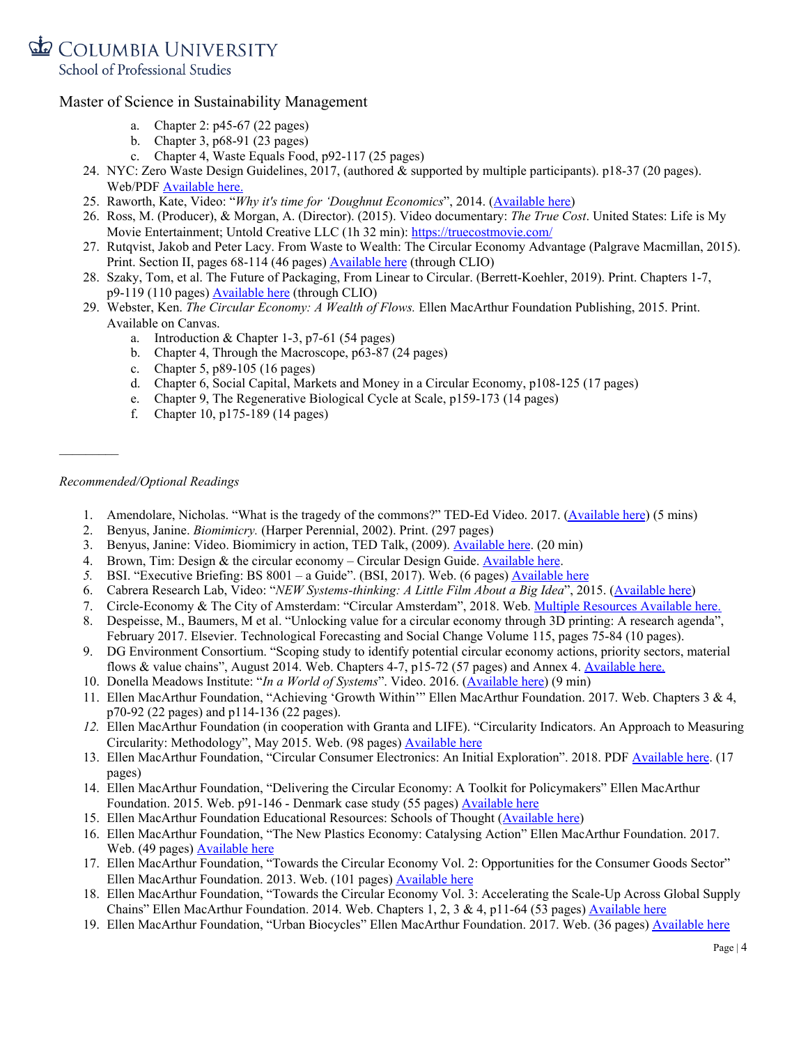a. Chapter 2: p45-67 (22 pages)
b. Chapter 3, p68-91 (23 pages)
c. Chapter 4, Waste Equals Food, p92-117 (25 pages)

24. NYC: Zero Waste Design Guidelines, 2017, (authored & supported by multiple participants). p18-37 (20 pages). Web/PDF Available here.
25. Raworth, Kate, Video: "*Why it's time for 'Doughnut Economics*", 2014. (Available here)
26. Ross, M. (Producer), & Morgan, A. (Director). (2015). Video documentary: *The True Cost*. United States: Life is My Movie Entertainment; Untold Creative LLC (1h 32 min): https://truecostmovie.com/
27. Rutqvist, Jakob and Peter Lacy. From Waste to Wealth: The Circular Economy Advantage (Palgrave Macmillan, 2015). Print. Section II, pages 68-114 (46 pages) Available here (through CLIO)
28. Szaky, Tom, et al. The Future of Packaging, From Linear to Circular. (Berrett-Koehler, 2019). Print. Chapters 1-7, p9-119 (110 pages) Available here (through CLIO)
29. Webster, Ken. *The Circular Economy: A Wealth of Flows.* Ellen MacArthur Foundation Publishing, 2015. Print. Available on Canvas.
    a. Introduction & Chapter 1-3, p7-61 (54 pages)
    b. Chapter 4, Through the Macroscope, p63-87 (24 pages)
    c. Chapter 5, p89-105 (16 pages)
    d. Chapter 6, Social Capital, Markets and Money in a Circular Economy, p108-125 (17 pages)
    e. Chapter 9, The Regenerative Biological Cycle at Scale, p159-173 (14 pages)
    f. Chapter 10, p175-189 (14 pages)

---

*Recommended/Optional Readings*

1. Amendolare, Nicholas. "What is the tragedy of the commons?" TED-Ed Video. 2017. (Available here) (5 mins)
2. Benyus, Janine. *Biomimicry.* (Harper Perennial, 2002). Print. (297 pages)
3. Benyus, Janine: Video. Biomimicry in action, TED Talk, (2009). Available here. (20 min)
4. Brown, Tim: Design & the circular economy – Circular Design Guide. Available here.
5. BSI. "Executive Briefing: BS 8001 – a Guide". (BSI, 2017). Web. (6 pages) Available here
6. Cabrera Research Lab, Video: "*NEW Systems-thinking: A Little Film About a Big Idea*", 2015. (Available here)
7. Circle-Economy & The City of Amsterdam: "Circular Amsterdam", 2018. Web. Multiple Resources Available here.
8. Despeisse, M., Baumers, M et al. "Unlocking value for a circular economy through 3D printing: A research agenda", February 2017. Elsevier. Technological Forecasting and Social Change Volume 115, pages 75-84 (10 pages).
9. DG Environment Consortium. "Scoping study to identify potential circular economy actions, priority sectors, material flows & value chains", August 2014. Web. Chapters 4-7, p15-72 (57 pages) and Annex 4. Available here.
10. Donella Meadows Institute: "*In a World of Systems*". Video. 2016. (Available here) (9 min)
11. Ellen MacArthur Foundation, "Achieving 'Growth Within'" Ellen MacArthur Foundation. 2017. Web. Chapters 3 & 4, p70-92 (22 pages) and p114-136 (22 pages).
12. Ellen MacArthur Foundation (in cooperation with Granta and LIFE). "Circularity Indicators. An Approach to Measuring Circularity: Methodology", May 2015. Web. (98 pages) Available here
13. Ellen MacArthur Foundation, "Circular Consumer Electronics: An Initial Exploration". 2018. PDF Available here. (17 pages)
14. Ellen MacArthur Foundation, "Delivering the Circular Economy: A Toolkit for Policymakers" Ellen MacArthur Foundation. 2015. Web. p91-146 - Denmark case study (55 pages) Available here
15. Ellen MacArthur Foundation Educational Resources: Schools of Thought (Available here)
16. Ellen MacArthur Foundation, "The New Plastics Economy: Catalysing Action" Ellen MacArthur Foundation. 2017. Web. (49 pages) Available here
17. Ellen MacArthur Foundation, "Towards the Circular Economy Vol. 2: Opportunities for the Consumer Goods Sector" Ellen MacArthur Foundation. 2013. Web. (101 pages) Available here
18. Ellen MacArthur Foundation, "Towards the Circular Economy Vol. 3: Accelerating the Scale-Up Across Global Supply Chains" Ellen MacArthur Foundation. 2014. Web. Chapters 1, 2, 3 & 4, p11-64 (53 pages) Available here
19. Ellen MacArthur Foundation, "Urban Biocycles" Ellen MacArthur Foundation. 2017. Web. (36 pages) Available here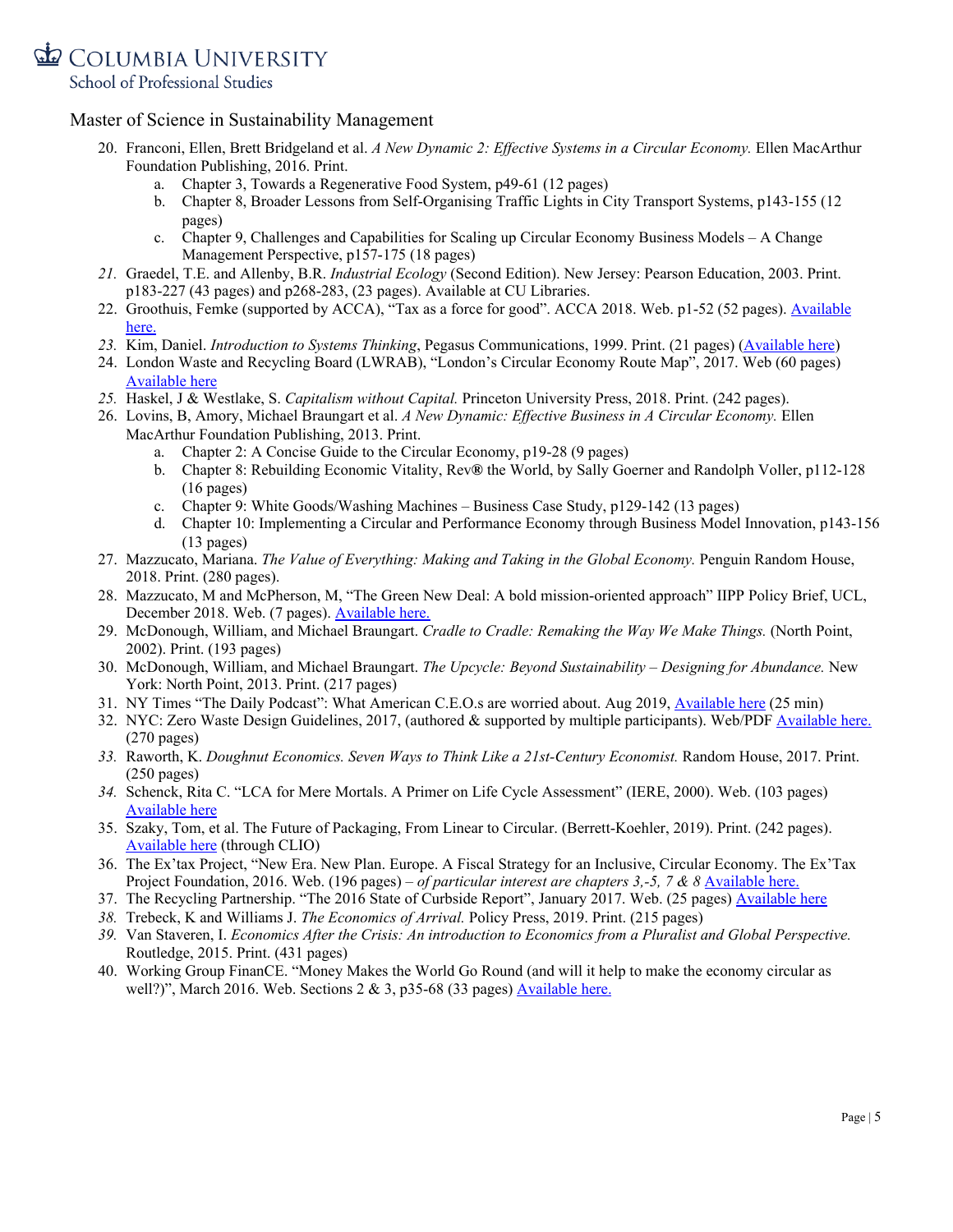Master of Science in Sustainability Management

20. Franconi, Ellen, Brett Bridgeland et al. *A New Dynamic 2: Effective Systems in a Circular Economy.* Ellen MacArthur Foundation Publishing, 2016. Print.
    a. Chapter 3, Towards a Regenerative Food System, p49-61 (12 pages)
    b. Chapter 8, Broader Lessons from Self-Organising Traffic Lights in City Transport Systems, p143-155 (12 pages)
    c. Chapter 9, Challenges and Capabilities for Scaling up Circular Economy Business Models – A Change Management Perspective, p157-175 (18 pages)
21. Graedel, T.E. and Allenby, B.R. *Industrial Ecology* (Second Edition). New Jersey: Pearson Education, 2003. Print. p183-227 (43 pages) and p268-283, (23 pages). Available at CU Libraries.
22. Groothuis, Femke (supported by ACCA), "Tax as a force for good". ACCA 2018. Web. p1-52 (52 pages). Available here.
23. Kim, Daniel. *Introduction to Systems Thinking*, Pegasus Communications, 1999. Print. (21 pages) (Available here)
24. London Waste and Recycling Board (LWRAB), "London's Circular Economy Route Map", 2017. Web (60 pages) Available here
25. Haskel, J & Westlake, S. *Capitalism without Capital.* Princeton University Press, 2018. Print. (242 pages).
26. Lovins, B, Amory, Michael Braungart et al. *A New Dynamic: Effective Business in A Circular Economy.* Ellen MacArthur Foundation Publishing, 2013. Print.
    a. Chapter 2: A Concise Guide to the Circular Economy, p19-28 (9 pages)
    b. Chapter 8: Rebuilding Economic Vitality, Rev**®** the World, by Sally Goerner and Randolph Voller, p112-128 (16 pages)
    c. Chapter 9: White Goods/Washing Machines – Business Case Study, p129-142 (13 pages)
    d. Chapter 10: Implementing a Circular and Performance Economy through Business Model Innovation, p143-156 (13 pages)
27. Mazzucato, Mariana. *The Value of Everything: Making and Taking in the Global Economy.* Penguin Random House, 2018. Print. (280 pages).
28. Mazzucato, M and McPherson, M, "The Green New Deal: A bold mission-oriented approach" IIPP Policy Brief, UCL, December 2018. Web. (7 pages). Available here.
29. McDonough, William, and Michael Braungart. *Cradle to Cradle: Remaking the Way We Make Things.* (North Point, 2002). Print. (193 pages)
30. McDonough, William, and Michael Braungart. *The Upcycle: Beyond Sustainability – Designing for Abundance.* New York: North Point, 2013. Print. (217 pages)
31. NY Times "The Daily Podcast": What American C.E.O.s are worried about. Aug 2019, Available here (25 min)
32. NYC: Zero Waste Design Guidelines, 2017, (authored & supported by multiple participants). Web/PDF Available here. (270 pages)
33. Raworth, K. *Doughnut Economics. Seven Ways to Think Like a 21st-Century Economist.* Random House, 2017. Print. (250 pages)
34. Schenck, Rita C. "LCA for Mere Mortals. A Primer on Life Cycle Assessment" (IERE, 2000). Web. (103 pages) Available here
35. Szaky, Tom, et al. The Future of Packaging, From Linear to Circular. (Berrett-Koehler, 2019). Print. (242 pages). Available here (through CLIO)
36. The Ex'tax Project, "New Era. New Plan. Europe. A Fiscal Strategy for an Inclusive, Circular Economy. The Ex'Tax Project Foundation, 2016. Web. (196 pages) – *of particular interest are chapters 3,-5, 7 & 8* Available here.
37. The Recycling Partnership. "The 2016 State of Curbside Report", January 2017. Web. (25 pages) Available here
38. Trebeck, K and Williams J. *The Economics of Arrival.* Policy Press, 2019. Print. (215 pages)
39. Van Staveren, I. *Economics After the Crisis: An introduction to Economics from a Pluralist and Global Perspective.* Routledge, 2015. Print. (431 pages)
40. Working Group FinanCE. "Money Makes the World Go Round (and will it help to make the economy circular as well?)", March 2016. Web. Sections 2 & 3, p35-68 (33 pages) Available here.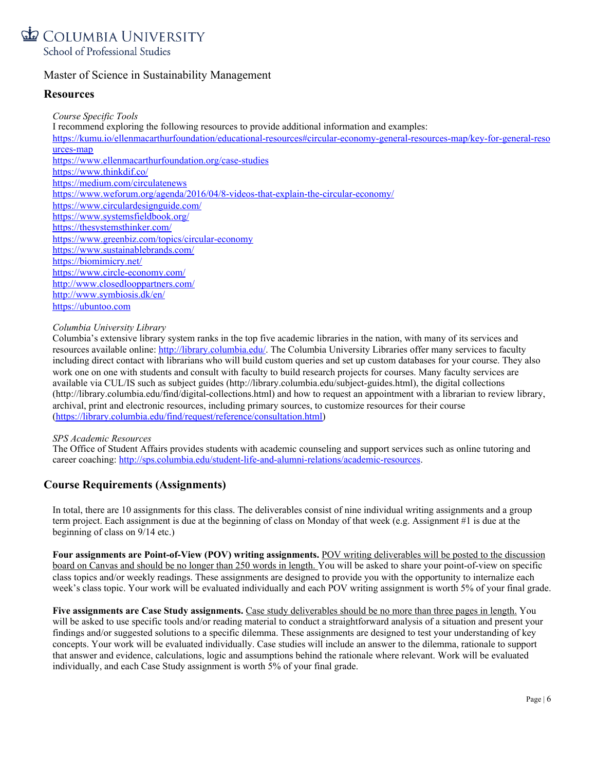# Master of Science in Sustainability Management

## Resources

*Course Specific Tools*

I recommend exploring the following resources to provide additional information and examples:

https://kumu.io/ellenmacarthurfoundation/educational-resources#circular-economy-general-resources-map/key-for-general-resources-map
https://www.ellenmacarthurfoundation.org/case-studies
https://www.thinkdif.co/
https://medium.com/circulatenews
https://www.weforum.org/agenda/2016/04/8-videos-that-explain-the-circular-economy/
https://www.circulardesignguide.com/
https://www.systemsfieldbook.org/
https://thesystemsthinker.com/
https://www.greenbiz.com/topics/circular-economy
https://www.sustainablebrands.com/
https://biomimicry.net/
https://www.circle-economy.com/
http://www.closedlooppartners.com/
http://www.symbiosis.dk/en/
https://ubuntoo.com

*Columbia University Library*

Columbia's extensive library system ranks in the top five academic libraries in the nation, with many of its services and resources available online: http://library.columbia.edu/. The Columbia University Libraries offer many services to faculty including direct contact with librarians who will build custom queries and set up custom databases for your course. They also work one on one with students and consult with faculty to build research projects for courses. Many faculty services are available via CUL/IS such as subject guides (http://library.columbia.edu/subject-guides.html), the digital collections (http://library.columbia.edu/find/digital-collections.html) and how to request an appointment with a librarian to review library, archival, print and electronic resources, including primary sources, to customize resources for their course (https://library.columbia.edu/find/request/reference/consultation.html)

*SPS Academic Resources*

The Office of Student Affairs provides students with academic counseling and support services such as online tutoring and career coaching: http://sps.columbia.edu/student-life-and-alumni-relations/academic-resources.

## Course Requirements (Assignments)

In total, there are 10 assignments for this class. The deliverables consist of nine individual writing assignments and a group term project. Each assignment is due at the beginning of class on Monday of that week (e.g. Assignment #1 is due at the beginning of class on 9/14 etc.)

**Four assignments are Point-of-View (POV) writing assignments.** POV writing deliverables will be posted to the discussion board on Canvas and should be no longer than 250 words in length. You will be asked to share your point-of-view on specific class topics and/or weekly readings. These assignments are designed to provide you with the opportunity to internalize each week's class topic. Your work will be evaluated individually and each POV writing assignment is worth 5% of your final grade.

**Five assignments are Case Study assignments.** Case study deliverables should be no more than three pages in length. You will be asked to use specific tools and/or reading material to conduct a straightforward analysis of a situation and present your findings and/or suggested solutions to a specific dilemma. These assignments are designed to test your understanding of key concepts. Your work will be evaluated individually. Case studies will include an answer to the dilemma, rationale to support that answer and evidence, calculations, logic and assumptions behind the rationale where relevant. Work will be evaluated individually, and each Case Study assignment is worth 5% of your final grade.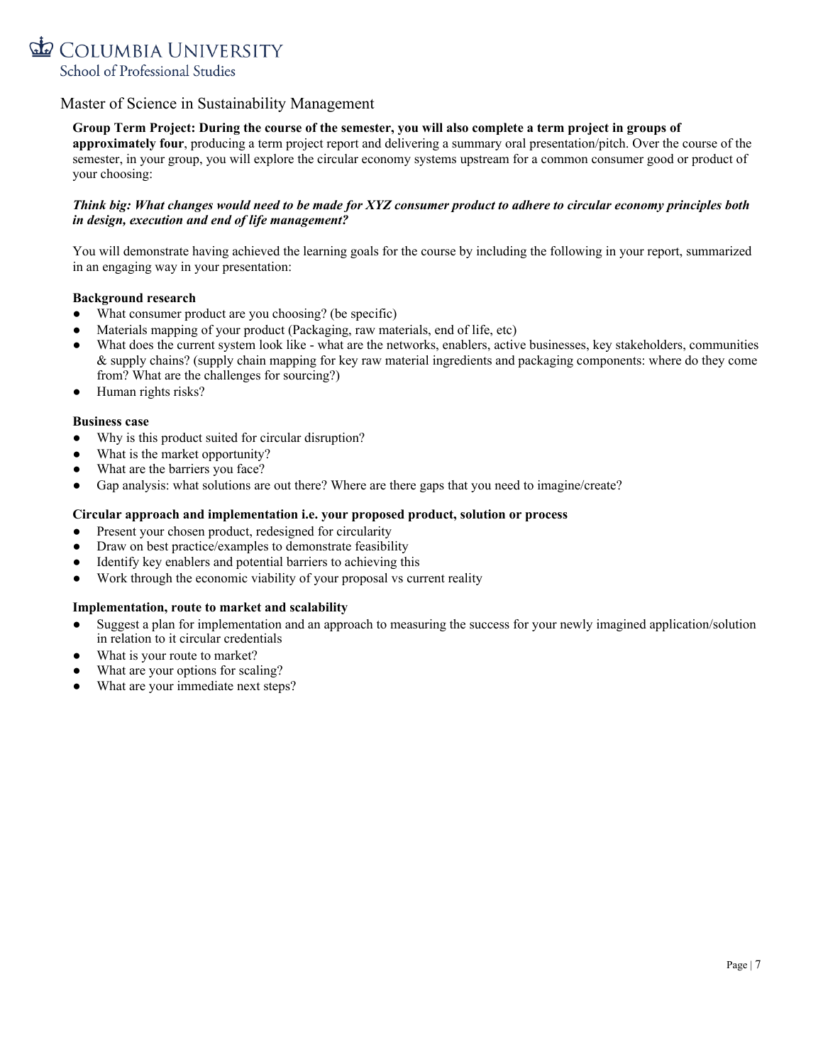Master of Science in Sustainability Management

**Group Term Project: During the course of the semester, you will also complete a term project in groups of approximately four**, producing a term project report and delivering a summary oral presentation/pitch. Over the course of the semester, in your group, you will explore the circular economy systems upstream for a common consumer good or product of your choosing:

***Think big: What changes would need to be made for XYZ consumer product to adhere to circular economy principles both in design, execution and end of life management?***

You will demonstrate having achieved the learning goals for the course by including the following in your report, summarized in an engaging way in your presentation:

**Background research**

- What consumer product are you choosing? (be specific)
- Materials mapping of your product (Packaging, raw materials, end of life, etc)
- What does the current system look like - what are the networks, enablers, active businesses, key stakeholders, communities & supply chains? (supply chain mapping for key raw material ingredients and packaging components: where do they come from? What are the challenges for sourcing?)
- Human rights risks?

**Business case**

- Why is this product suited for circular disruption?
- What is the market opportunity?
- What are the barriers you face?
- Gap analysis: what solutions are out there? Where are there gaps that you need to imagine/create?

**Circular approach and implementation i.e. your proposed product, solution or process**

- Present your chosen product, redesigned for circularity
- Draw on best practice/examples to demonstrate feasibility
- Identify key enablers and potential barriers to achieving this
- Work through the economic viability of your proposal vs current reality

**Implementation, route to market and scalability**

- Suggest a plan for implementation and an approach to measuring the success for your newly imagined application/solution in relation to it circular credentials
- What is your route to market?
- What are your options for scaling?
- What are your immediate next steps?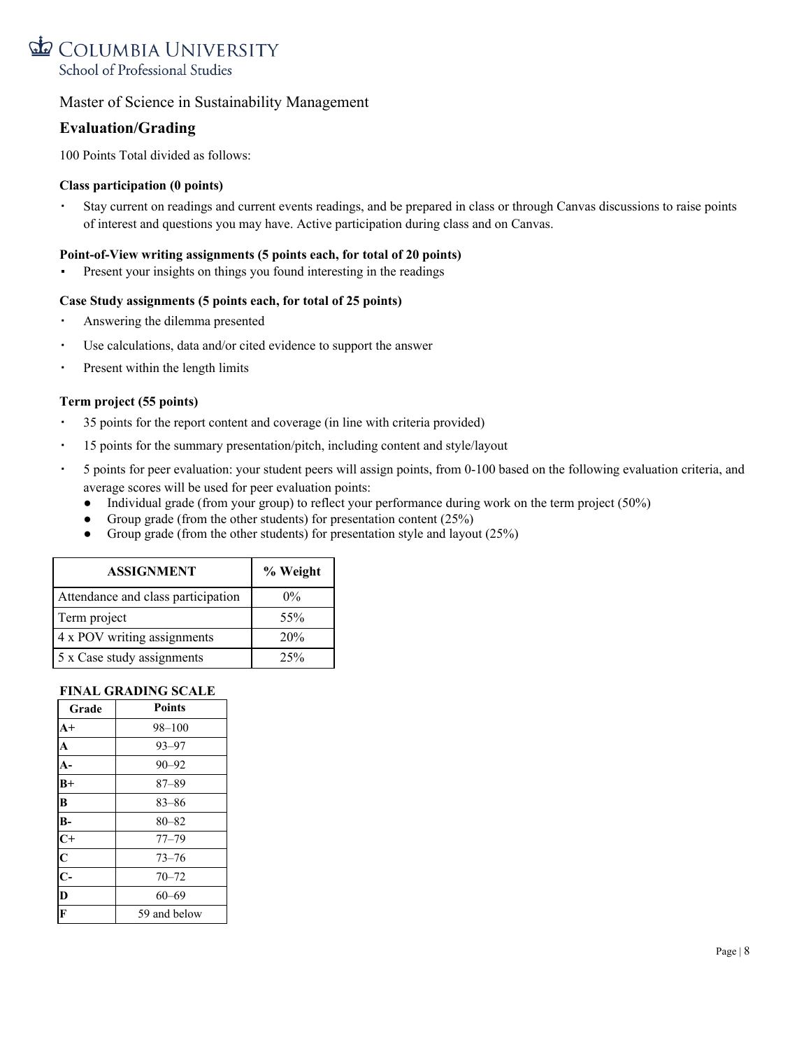Master of Science in Sustainability Management

## Evaluation/Grading

100 Points Total divided as follows:

**Class participation (0 points)**

- Stay current on readings and current events readings, and be prepared in class or through Canvas discussions to raise points of interest and questions you may have. Active participation during class and on Canvas.

**Point-of-View writing assignments (5 points each, for total of 20 points)**

- Present your insights on things you found interesting in the readings

**Case Study assignments (5 points each, for total of 25 points)**

- Answering the dilemma presented
- Use calculations, data and/or cited evidence to support the answer
- Present within the length limits

**Term project (55 points)**

- 35 points for the report content and coverage (in line with criteria provided)
- 15 points for the summary presentation/pitch, including content and style/layout
- 5 points for peer evaluation: your student peers will assign points, from 0-100 based on the following evaluation criteria, and average scores will be used for peer evaluation points:
  - Individual grade (from your group) to reflect your performance during work on the term project (50%)
  - Group grade (from the other students) for presentation content (25%)
  - Group grade (from the other students) for presentation style and layout (25%)

| ASSIGNMENT | % Weight |
|---|---|
| Attendance and class participation | 0% |
| Term project | 55% |
| 4 x POV writing assignments | 20% |
| 5 x Case study assignments | 25% |

**FINAL GRADING SCALE**

| Grade | Points |
|---|---|
| **A+** | 98–100 |
| **A** | 93–97 |
| **A-** | 90–92 |
| **B+** | 87–89 |
| **B** | 83–86 |
| **B-** | 80–82 |
| **C+** | 77–79 |
| **C** | 73–76 |
| **C-** | 70–72 |
| **D** | 60–69 |
| **F** | 59 and below |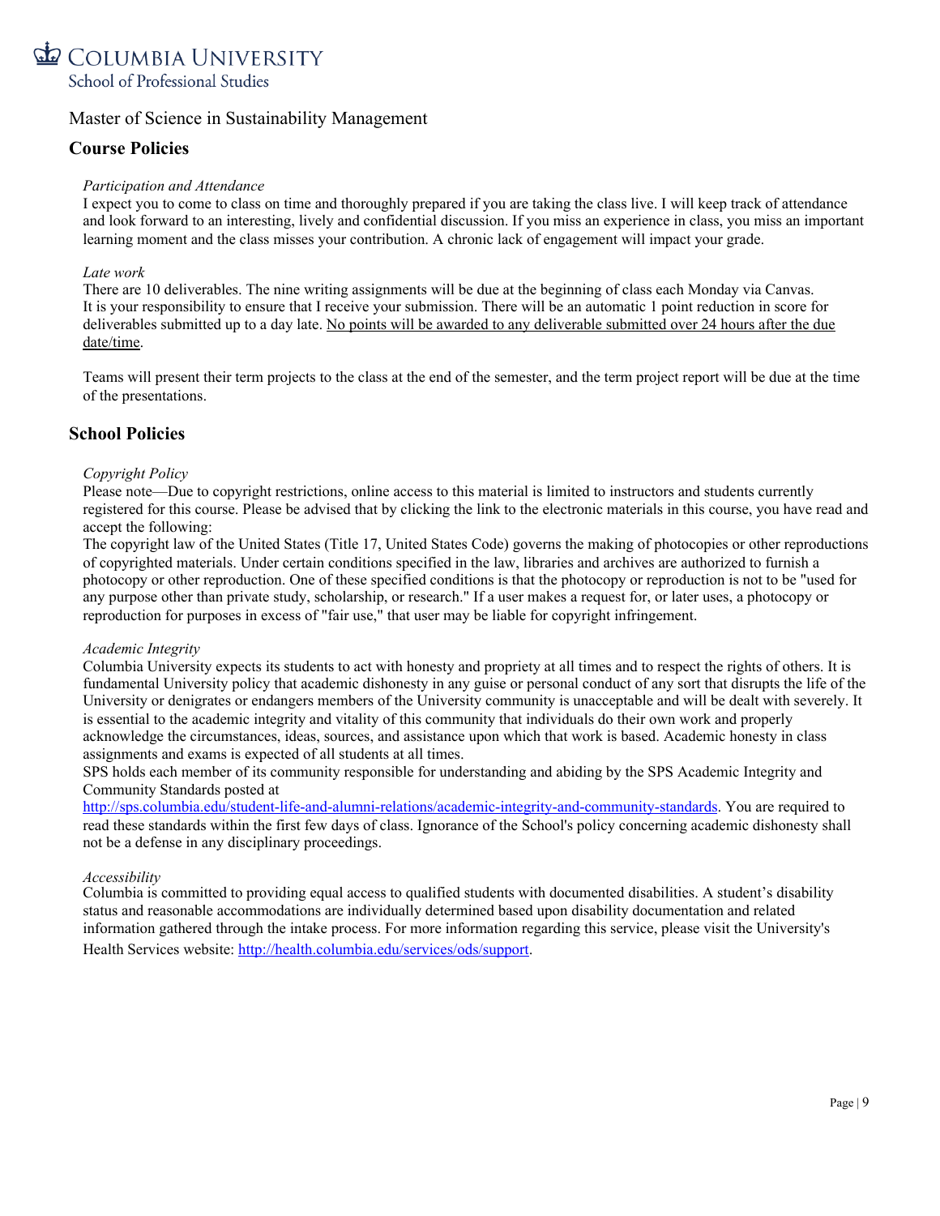Master of Science in Sustainability Management

## Course Policies

*Participation and Attendance*

I expect you to come to class on time and thoroughly prepared if you are taking the class live. I will keep track of attendance and look forward to an interesting, lively and confidential discussion. If you miss an experience in class, you miss an important learning moment and the class misses your contribution. A chronic lack of engagement will impact your grade.

*Late work*

There are 10 deliverables. The nine writing assignments will be due at the beginning of class each Monday via Canvas. It is your responsibility to ensure that I receive your submission. There will be an automatic 1 point reduction in score for deliverables submitted up to a day late. <u>No points will be awarded to any deliverable submitted over 24 hours after the due date/time</u>.

Teams will present their term projects to the class at the end of the semester, and the term project report will be due at the time of the presentations.

## School Policies

*Copyright Policy*

Please note—Due to copyright restrictions, online access to this material is limited to instructors and students currently registered for this course. Please be advised that by clicking the link to the electronic materials in this course, you have read and accept the following:

The copyright law of the United States (Title 17, United States Code) governs the making of photocopies or other reproductions of copyrighted materials. Under certain conditions specified in the law, libraries and archives are authorized to furnish a photocopy or other reproduction. One of these specified conditions is that the photocopy or reproduction is not to be "used for any purpose other than private study, scholarship, or research." If a user makes a request for, or later uses, a photocopy or reproduction for purposes in excess of "fair use," that user may be liable for copyright infringement.

*Academic Integrity*

Columbia University expects its students to act with honesty and propriety at all times and to respect the rights of others. It is fundamental University policy that academic dishonesty in any guise or personal conduct of any sort that disrupts the life of the University or denigrates or endangers members of the University community is unacceptable and will be dealt with severely. It is essential to the academic integrity and vitality of this community that individuals do their own work and properly acknowledge the circumstances, ideas, sources, and assistance upon which that work is based. Academic honesty in class assignments and exams is expected of all students at all times.

SPS holds each member of its community responsible for understanding and abiding by the SPS Academic Integrity and Community Standards posted at [http://sps.columbia.edu/student-life-and-alumni-relations/academic-integrity-and-community-standards](http://sps.columbia.edu/student-life-and-alumni-relations/academic-integrity-and-community-standards). You are required to read these standards within the first few days of class. Ignorance of the School's policy concerning academic dishonesty shall not be a defense in any disciplinary proceedings.

*Accessibility*

Columbia is committed to providing equal access to qualified students with documented disabilities. A student's disability status and reasonable accommodations are individually determined based upon disability documentation and related information gathered through the intake process. For more information regarding this service, please visit the University's Health Services website: [http://health.columbia.edu/services/ods/support](http://health.columbia.edu/services/ods/support).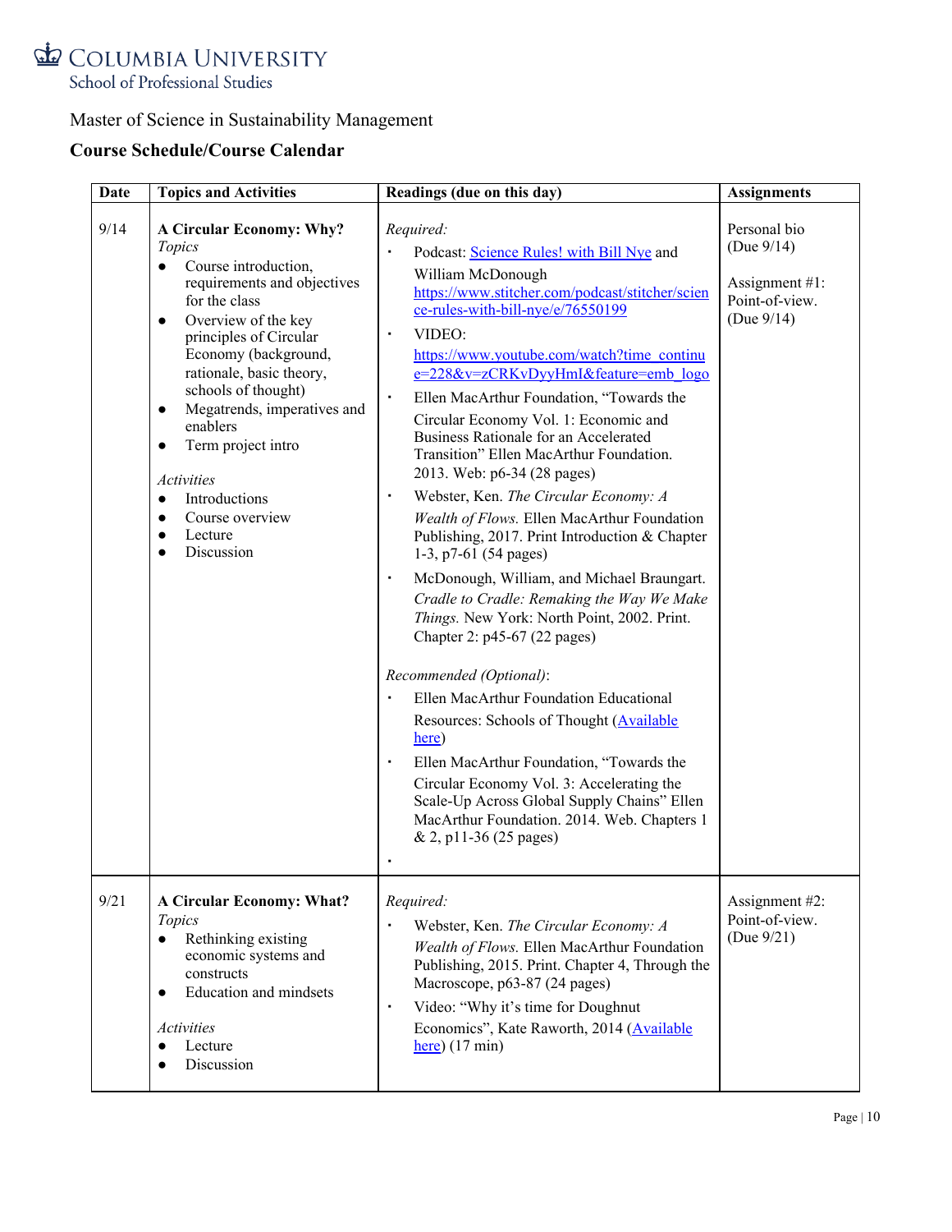Columbia University
School of Professional Studies

Master of Science in Sustainability Management

**Course Schedule/Course Calendar**

| Date | Topics and Activities | Readings (due on this day) | Assignments |
|---|---|---|---|
| 9/14 | **A Circular Economy: Why?**<br>*Topics*<br>● Course introduction, requirements and objectives for the class<br>● Overview of the key principles of Circular Economy (background, rationale, basic theory, schools of thought)<br>● Megatrends, imperatives and enablers<br>● Term project intro<br><br>*Activities*<br>● Introductions<br>● Course overview<br>● Lecture<br>● Discussion | *Required:*<br>▪ Podcast: Science Rules! with Bill Nye and William McDonough https://www.stitcher.com/podcast/stitcher/science-rules-with-bill-nye/e/76550199<br>▪ VIDEO: https://www.youtube.com/watch?time_continue=228&v=zCRKvDyyHmI&feature=emb_logo<br>▪ Ellen MacArthur Foundation, "Towards the Circular Economy Vol. 1: Economic and Business Rationale for an Accelerated Transition" Ellen MacArthur Foundation. 2013. Web: p6-34 (28 pages)<br>▪ Webster, Ken. *The Circular Economy: A Wealth of Flows.* Ellen MacArthur Foundation Publishing, 2017. Print Introduction & Chapter 1-3, p7-61 (54 pages)<br>▪ McDonough, William, and Michael Braungart. *Cradle to Cradle: Remaking the Way We Make Things.* New York: North Point, 2002. Print. Chapter 2: p45-67 (22 pages)<br><br>*Recommended (Optional)*:<br>▪ Ellen MacArthur Foundation Educational Resources: Schools of Thought (Available here)<br>▪ Ellen MacArthur Foundation, "Towards the Circular Economy Vol. 3: Accelerating the Scale-Up Across Global Supply Chains" Ellen MacArthur Foundation. 2014. Web. Chapters 1 & 2, p11-36 (25 pages)<br>▪ | Personal bio (Due 9/14)<br><br>Assignment #1: Point-of-view. (Due 9/14) |
| 9/21 | **A Circular Economy: What?**<br>*Topics*<br>● Rethinking existing economic systems and constructs<br>● Education and mindsets<br><br>*Activities*<br>● Lecture<br>● Discussion | *Required:*<br>▪ Webster, Ken. *The Circular Economy: A Wealth of Flows.* Ellen MacArthur Foundation Publishing, 2015. Print. Chapter 4, Through the Macroscope, p63-87 (24 pages)<br>▪ Video: "Why it's time for Doughnut Economics", Kate Raworth, 2014 (Available here) (17 min) | Assignment #2: Point-of-view. (Due 9/21) |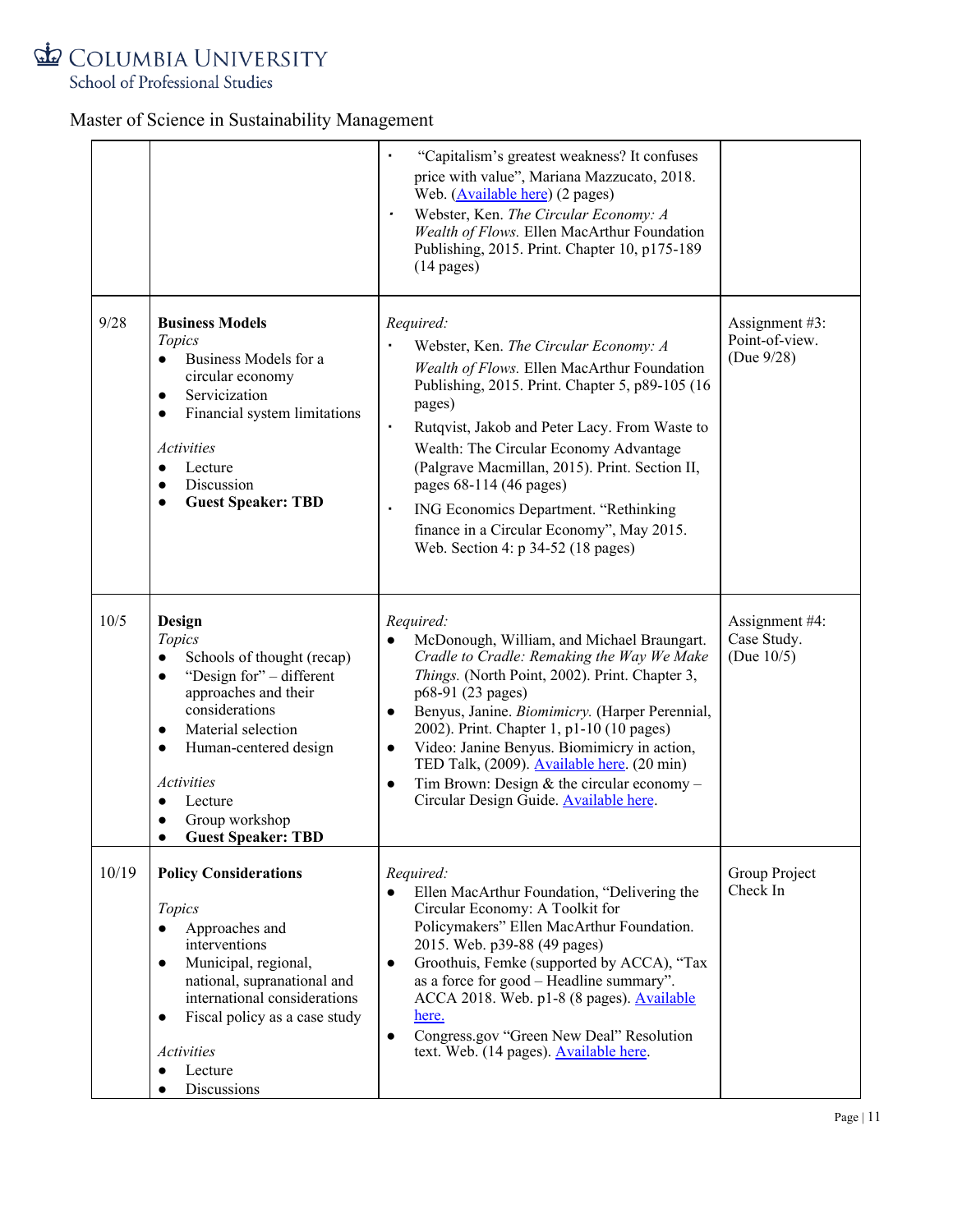Master of Science in Sustainability Management

| | | | |
|---|---|---|---|
| | | ▪ "Capitalism's greatest weakness? It confuses price with value", Mariana Mazzucato, 2018. Web. (Available here) (2 pages)<br>▪ Webster, Ken. *The Circular Economy: A Wealth of Flows.* Ellen MacArthur Foundation Publishing, 2015. Print. Chapter 10, p175-189 (14 pages) | |
| 9/28 | **Business Models**<br>*Topics*<br>● Business Models for a circular economy<br>● Servicization<br>● Financial system limitations<br><br>*Activities*<br>● Lecture<br>● Discussion<br>● **Guest Speaker: TBD** | *Required:*<br>▪ Webster, Ken. *The Circular Economy: A Wealth of Flows.* Ellen MacArthur Foundation Publishing, 2015. Print. Chapter 5, p89-105 (16 pages)<br>▪ Rutqvist, Jakob and Peter Lacy. From Waste to Wealth: The Circular Economy Advantage (Palgrave Macmillan, 2015). Print. Section II, pages 68-114 (46 pages)<br>▪ ING Economics Department. "Rethinking finance in a Circular Economy", May 2015. Web. Section 4: p 34-52 (18 pages) | Assignment #3: Point-of-view. (Due 9/28) |
| 10/5 | **Design**<br>*Topics*<br>● Schools of thought (recap)<br>● "Design for" – different approaches and their considerations<br>● Material selection<br>● Human-centered design<br><br>*Activities*<br>● Lecture<br>● Group workshop<br>● **Guest Speaker: TBD** | *Required:*<br>● McDonough, William, and Michael Braungart. *Cradle to Cradle: Remaking the Way We Make Things.* (North Point, 2002). Print. Chapter 3, p68-91 (23 pages)<br>● Benyus, Janine. *Biomimicry.* (Harper Perennial, 2002). Print. Chapter 1, p1-10 (10 pages)<br>● Video: Janine Benyus. Biomimicry in action, TED Talk, (2009). Available here. (20 min)<br>● Tim Brown: Design & the circular economy – Circular Design Guide. Available here. | Assignment #4: Case Study. (Due 10/5) |
| 10/19 | **Policy Considerations**<br><br>*Topics*<br>● Approaches and interventions<br>● Municipal, regional, national, supranational and international considerations<br>● Fiscal policy as a case study<br><br>*Activities*<br>● Lecture<br>● Discussions | *Required:*<br>● Ellen MacArthur Foundation, "Delivering the Circular Economy: A Toolkit for Policymakers" Ellen MacArthur Foundation. 2015. Web. p39-88 (49 pages)<br>● Groothuis, Femke (supported by ACCA), "Tax as a force for good – Headline summary". ACCA 2018. Web. p1-8 (8 pages). Available here.<br>● Congress.gov "Green New Deal" Resolution text. Web. (14 pages). Available here. | Group Project Check In |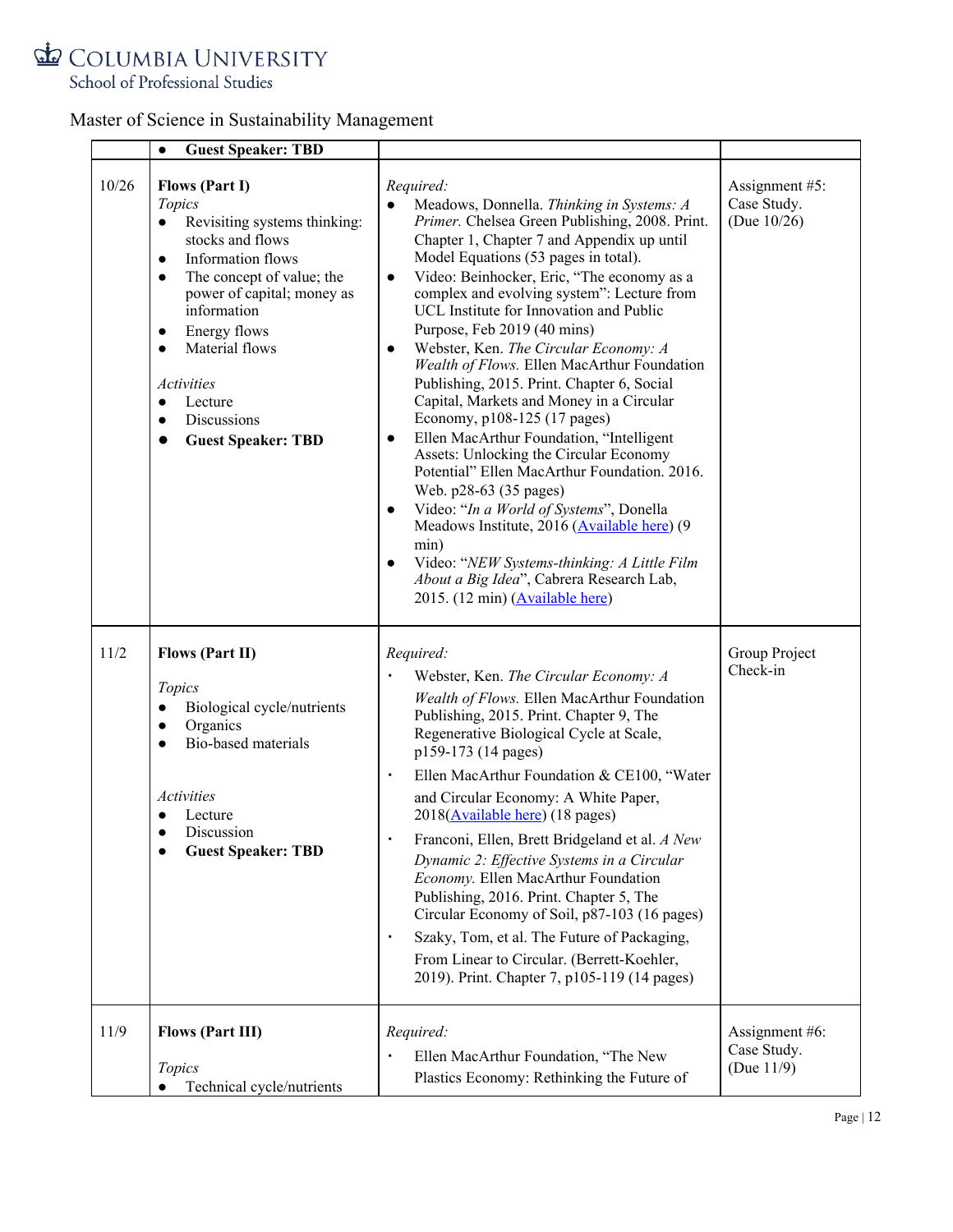Master of Science in Sustainability Management

| | | | |
|---|---|---|---|
| | • **Guest Speaker: TBD** | | |
| 10/26 | **Flows (Part I)**<br>*Topics*<br>• Revisiting systems thinking: stocks and flows<br>• Information flows<br>• The concept of value; the power of capital; money as information<br>• Energy flows<br>• Material flows<br><br>*Activities*<br>• Lecture<br>• Discussions<br>• **Guest Speaker: TBD** | *Required:*<br>• Meadows, Donnella. *Thinking in Systems: A Primer.* Chelsea Green Publishing, 2008. Print. Chapter 1, Chapter 7 and Appendix up until Model Equations (53 pages in total).<br>• Video: Beinhocker, Eric, "The economy as a complex and evolving system": Lecture from UCL Institute for Innovation and Public Purpose, Feb 2019 (40 mins)<br>• Webster, Ken. *The Circular Economy: A Wealth of Flows.* Ellen MacArthur Foundation Publishing, 2015. Print. Chapter 6, Social Capital, Markets and Money in a Circular Economy, p108-125 (17 pages)<br>• Ellen MacArthur Foundation, "Intelligent Assets: Unlocking the Circular Economy Potential" Ellen MacArthur Foundation. 2016. Web. p28-63 (35 pages)<br>• Video: "*In a World of Systems*", Donella Meadows Institute, 2016 (Available here) (9 min)<br>• Video: "*NEW Systems-thinking: A Little Film About a Big Idea*", Cabrera Research Lab, 2015. (12 min) (Available here) | Assignment #5: Case Study. (Due 10/26) |
| 11/2 | **Flows (Part II)**<br><br>*Topics*<br>• Biological cycle/nutrients<br>• Organics<br>• Bio-based materials<br><br>*Activities*<br>• Lecture<br>• Discussion<br>• **Guest Speaker: TBD** | *Required:*<br>▪ Webster, Ken. *The Circular Economy: A Wealth of Flows.* Ellen MacArthur Foundation Publishing, 2015. Print. Chapter 9, The Regenerative Biological Cycle at Scale, p159-173 (14 pages)<br>▪ Ellen MacArthur Foundation & CE100, "Water and Circular Economy: A White Paper, 2018(Available here) (18 pages)<br>▪ Franconi, Ellen, Brett Bridgeland et al. *A New Dynamic 2: Effective Systems in a Circular Economy.* Ellen MacArthur Foundation Publishing, 2016. Print. Chapter 5, The Circular Economy of Soil, p87-103 (16 pages)<br>▪ Szaky, Tom, et al. The Future of Packaging, From Linear to Circular. (Berrett-Koehler, 2019). Print. Chapter 7, p105-119 (14 pages) | Group Project Check-in |
| 11/9 | **Flows (Part III)**<br><br>*Topics*<br>• Technical cycle/nutrients | *Required:*<br>▪ Ellen MacArthur Foundation, "The New Plastics Economy: Rethinking the Future of | Assignment #6: Case Study. (Due 11/9) |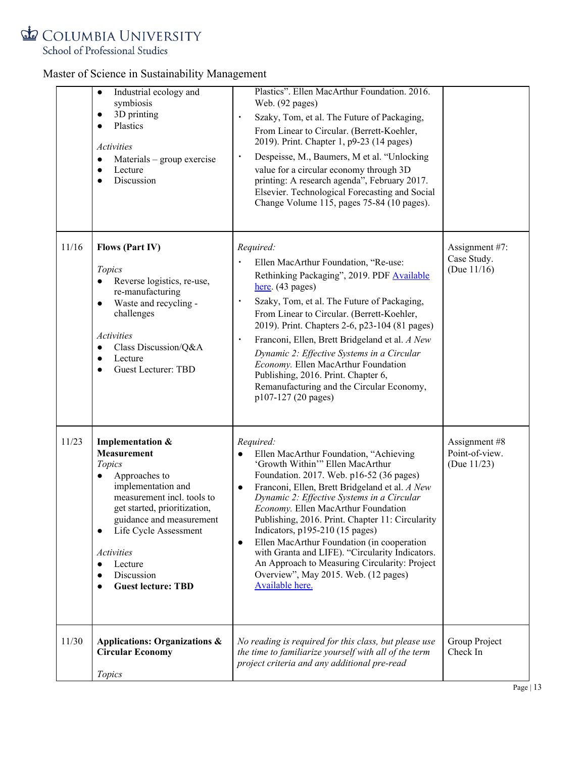| | | | |
|---|---|---|---|
| | • Industrial ecology and symbiosis<br>• 3D printing<br>• Plastics<br><br>*Activities*<br>• Materials – group exercise<br>• Lecture<br>• Discussion | Plastics". Ellen MacArthur Foundation. 2016. Web. (92 pages)<br>▪ Szaky, Tom, et al. The Future of Packaging, From Linear to Circular. (Berrett-Koehler, 2019). Print. Chapter 1, p9-23 (14 pages)<br>▪ Despeisse, M., Baumers, M et al. "Unlocking value for a circular economy through 3D printing: A research agenda", February 2017. Elsevier. Technological Forecasting and Social Change Volume 115, pages 75-84 (10 pages). | |
| 11/16 | **Flows (Part IV)**<br><br>*Topics*<br>• Reverse logistics, re-use, re-manufacturing<br>• Waste and recycling - challenges<br><br>*Activities*<br>• Class Discussion/Q&A<br>• Lecture<br>• Guest Lecturer: TBD | *Required:*<br>▪ Ellen MacArthur Foundation, "Re-use: Rethinking Packaging", 2019. PDF [Available here](). (43 pages)<br>▪ Szaky, Tom, et al. The Future of Packaging, From Linear to Circular. (Berrett-Koehler, 2019). Print. Chapters 2-6, p23-104 (81 pages)<br>▪ Franconi, Ellen, Brett Bridgeland et al. *A New Dynamic 2: Effective Systems in a Circular Economy.* Ellen MacArthur Foundation Publishing, 2016. Print. Chapter 6, Remanufacturing and the Circular Economy, p107-127 (20 pages) | Assignment #7: Case Study. (Due 11/16) |
| 11/23 | **Implementation & Measurement**<br>*Topics*<br>• Approaches to implementation and measurement incl. tools to get started, prioritization, guidance and measurement<br>• Life Cycle Assessment<br><br>*Activities*<br>• Lecture<br>• Discussion<br>• **Guest lecture: TBD** | *Required:*<br>• Ellen MacArthur Foundation, "Achieving 'Growth Within'" Ellen MacArthur Foundation. 2017. Web. p16-52 (36 pages)<br>• Franconi, Ellen, Brett Bridgeland et al. *A New Dynamic 2: Effective Systems in a Circular Economy.* Ellen MacArthur Foundation Publishing, 2016. Print. Chapter 11: Circularity Indicators, p195-210 (15 pages)<br>• Ellen MacArthur Foundation (in cooperation with Granta and LIFE). "Circularity Indicators. An Approach to Measuring Circularity: Project Overview", May 2015. Web. (12 pages) [Available here.]() | Assignment #8 Point-of-view. (Due 11/23) |
| 11/30 | **Applications: Organizations & Circular Economy**<br><br>*Topics* | *No reading is required for this class, but please use the time to familiarize yourself with all of the term project criteria and any additional pre-read* | Group Project Check In |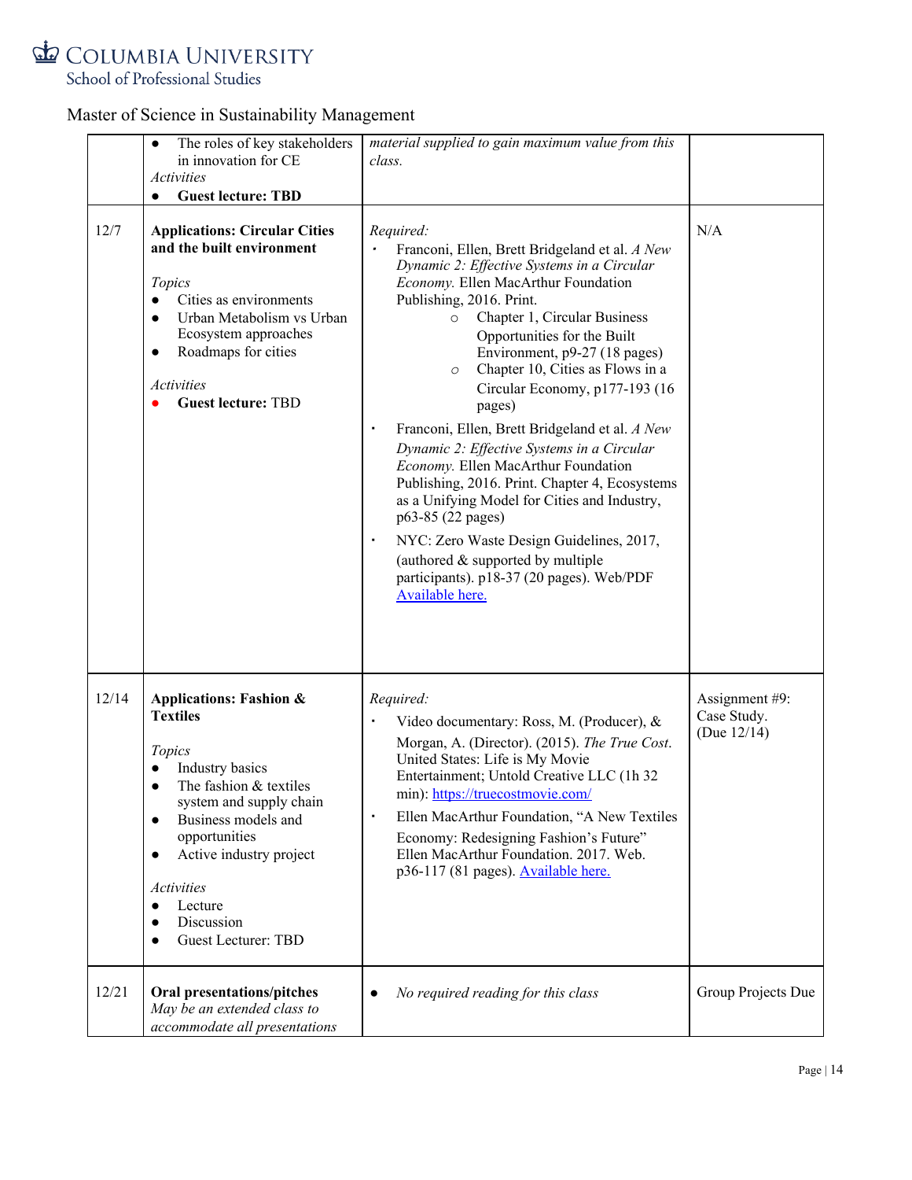| | | | |
|---|---|---|---|
| | • The roles of key stakeholders in innovation for CE<br>*Activities*<br>• **Guest lecture: TBD** | *material supplied to gain maximum value from this class.* | |
| 12/7 | **Applications: Circular Cities and the built environment**<br><br>*Topics*<br>• Cities as environments<br>• Urban Metabolism vs Urban Ecosystem approaches<br>• Roadmaps for cities<br><br>*Activities*<br>• **Guest lecture:** TBD | *Required:*<br>▪ Franconi, Ellen, Brett Bridgeland et al. *A New Dynamic 2: Effective Systems in a Circular Economy.* Ellen MacArthur Foundation Publishing, 2016. Print.<br>  ○ Chapter 1, Circular Business Opportunities for the Built Environment, p9-27 (18 pages)<br>  ○ Chapter 10, Cities as Flows in a Circular Economy, p177-193 (16 pages)<br>▪ Franconi, Ellen, Brett Bridgeland et al. *A New Dynamic 2: Effective Systems in a Circular Economy.* Ellen MacArthur Foundation Publishing, 2016. Print. Chapter 4, Ecosystems as a Unifying Model for Cities and Industry, p63-85 (22 pages)<br>▪ NYC: Zero Waste Design Guidelines, 2017, (authored & supported by multiple participants). p18-37 (20 pages). Web/PDF Available here. | N/A |
| 12/14 | **Applications: Fashion & Textiles**<br><br>*Topics*<br>• Industry basics<br>• The fashion & textiles system and supply chain<br>• Business models and opportunities<br>• Active industry project<br><br>*Activities*<br>• Lecture<br>• Discussion<br>• Guest Lecturer: TBD | *Required:*<br>▪ Video documentary: Ross, M. (Producer), & Morgan, A. (Director). (2015). *The True Cost*. United States: Life is My Movie Entertainment; Untold Creative LLC (1h 32 min): https://truecostmovie.com/<br>▪ Ellen MacArthur Foundation, "A New Textiles Economy: Redesigning Fashion's Future" Ellen MacArthur Foundation. 2017. Web. p36-117 (81 pages). Available here. | Assignment #9: Case Study. (Due 12/14) |
| 12/21 | **Oral presentations/pitches**<br>*May be an extended class to accommodate all presentations* | • *No required reading for this class* | Group Projects Due |